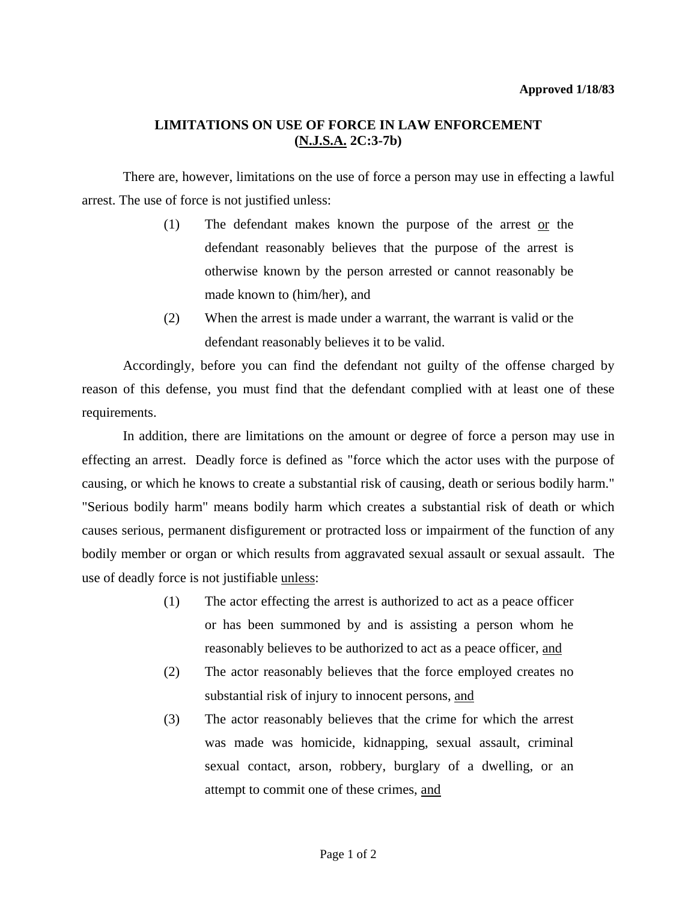**Approved 1/18/83**

## LIMITATIONS ON USE OF FORCE IN LAW ENFORCEMENT (N.J.S.A. 2C:3-7b)

There are, however, limitations on the use of force a person may use in effecting a lawful arrest. The use of force is not justified unless:

(1) The defendant makes known the purpose of the arrest or the defendant reasonably believes that the purpose of the arrest is otherwise known by the person arrested or cannot reasonably be made known to (him/her), and

(2) When the arrest is made under a warrant, the warrant is valid or the defendant reasonably believes it to be valid.

Accordingly, before you can find the defendant not guilty of the offense charged by reason of this defense, you must find that the defendant complied with at least one of these requirements.

In addition, there are limitations on the amount or degree of force a person may use in effecting an arrest. Deadly force is defined as "force which the actor uses with the purpose of causing, or which he knows to create a substantial risk of causing, death or serious bodily harm." "Serious bodily harm" means bodily harm which creates a substantial risk of death or which causes serious, permanent disfigurement or protracted loss or impairment of the function of any bodily member or organ or which results from aggravated sexual assault or sexual assault. The use of deadly force is not justifiable unless:

(1) The actor effecting the arrest is authorized to act as a peace officer or has been summoned by and is assisting a person whom he reasonably believes to be authorized to act as a peace officer, and

(2) The actor reasonably believes that the force employed creates no substantial risk of injury to innocent persons, and

(3) The actor reasonably believes that the crime for which the arrest was made was homicide, kidnapping, sexual assault, criminal sexual contact, arson, robbery, burglary of a dwelling, or an attempt to commit one of these crimes, and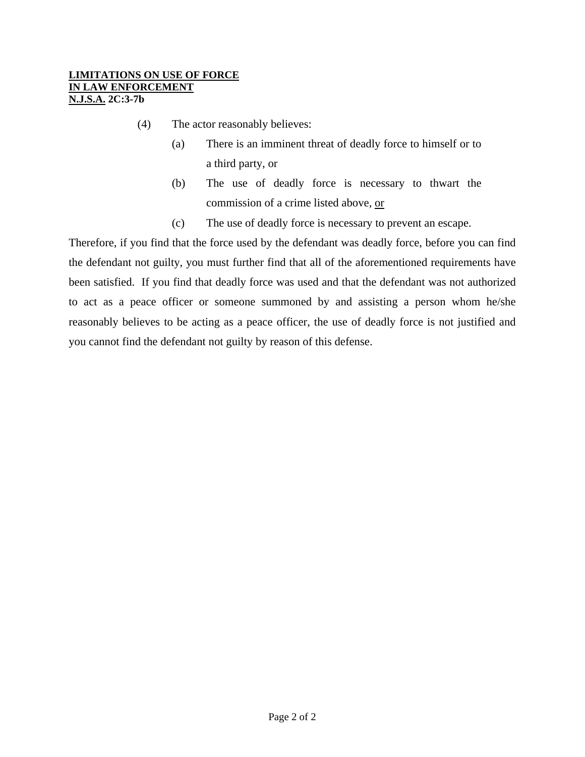**LIMITATIONS ON USE OF FORCE**
**IN LAW ENFORCEMENT**
**N.J.S.A. 2C:3-7b**

(4) The actor reasonably believes:

(a) There is an imminent threat of deadly force to himself or to a third party, or

(b) The use of deadly force is necessary to thwart the commission of a crime listed above, or

(c) The use of deadly force is necessary to prevent an escape.

Therefore, if you find that the force used by the defendant was deadly force, before you can find the defendant not guilty, you must further find that all of the aforementioned requirements have been satisfied. If you find that deadly force was used and that the defendant was not authorized to act as a peace officer or someone summoned by and assisting a person whom he/she reasonably believes to be acting as a peace officer, the use of deadly force is not justified and you cannot find the defendant not guilty by reason of this defense.